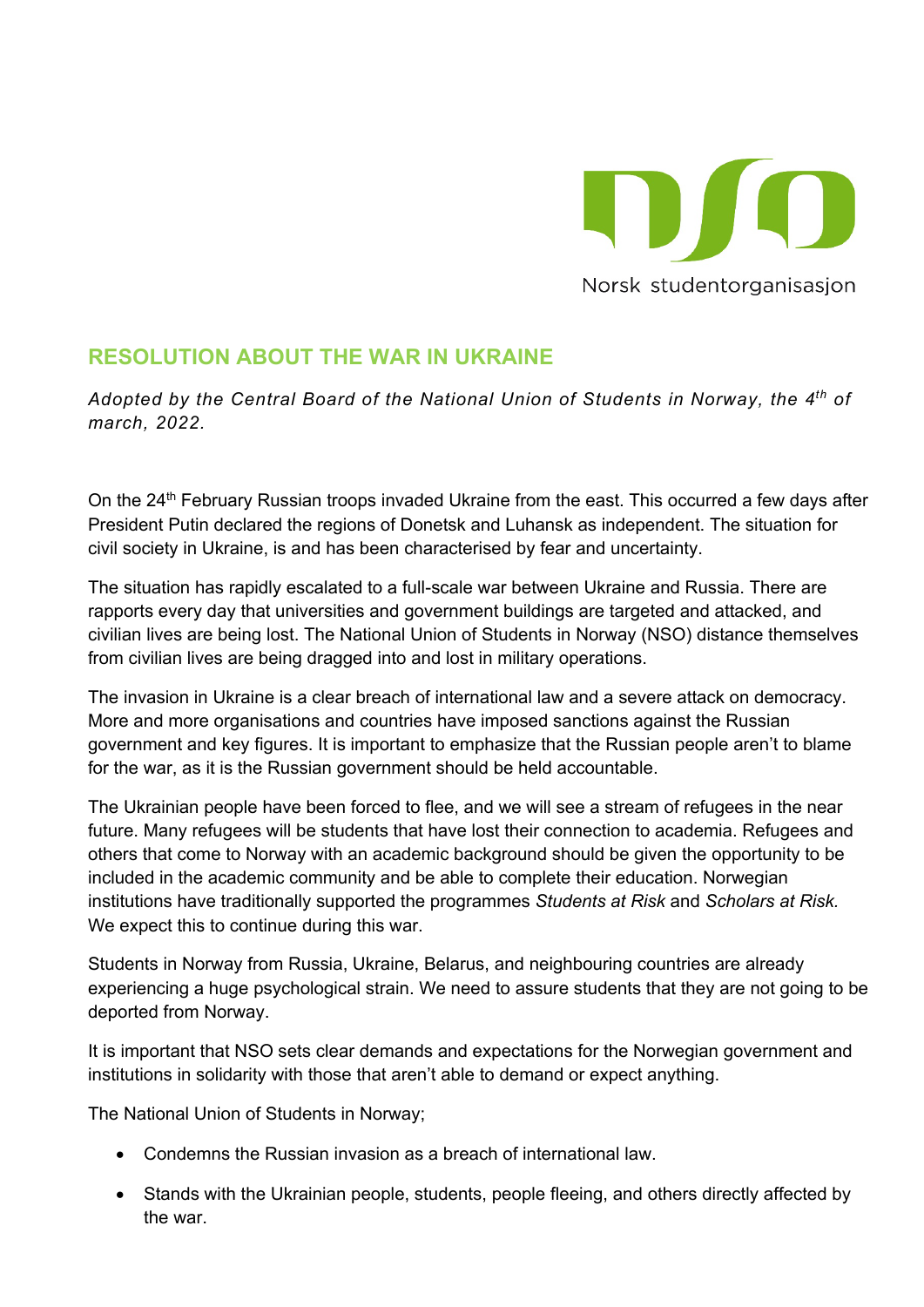Norsk studentorganisasjon

## RESOLUTION ABOUT THE WAR IN UKRAINE

*Adopted by the Central Board of the National Union of Students in Norway, the 4th of march, 2022.*

On the 24th February Russian troops invaded Ukraine from the east. This occurred a few days after President Putin declared the regions of Donetsk and Luhansk as independent. The situation for civil society in Ukraine, is and has been characterised by fear and uncertainty.

The situation has rapidly escalated to a full-scale war between Ukraine and Russia. There are rapports every day that universities and government buildings are targeted and attacked, and civilian lives are being lost. The National Union of Students in Norway (NSO) distance themselves from civilian lives are being dragged into and lost in military operations.

The invasion in Ukraine is a clear breach of international law and a severe attack on democracy. More and more organisations and countries have imposed sanctions against the Russian government and key figures. It is important to emphasize that the Russian people aren't to blame for the war, as it is the Russian government should be held accountable.

The Ukrainian people have been forced to flee, and we will see a stream of refugees in the near future. Many refugees will be students that have lost their connection to academia. Refugees and others that come to Norway with an academic background should be given the opportunity to be included in the academic community and be able to complete their education. Norwegian institutions have traditionally supported the programmes *Students at Risk* and *Scholars at Risk.* We expect this to continue during this war.

Students in Norway from Russia, Ukraine, Belarus, and neighbouring countries are already experiencing a huge psychological strain. We need to assure students that they are not going to be deported from Norway.

It is important that NSO sets clear demands and expectations for the Norwegian government and institutions in solidarity with those that aren't able to demand or expect anything.

The National Union of Students in Norway;

- Condemns the Russian invasion as a breach of international law.
- Stands with the Ukrainian people, students, people fleeing, and others directly affected by the war.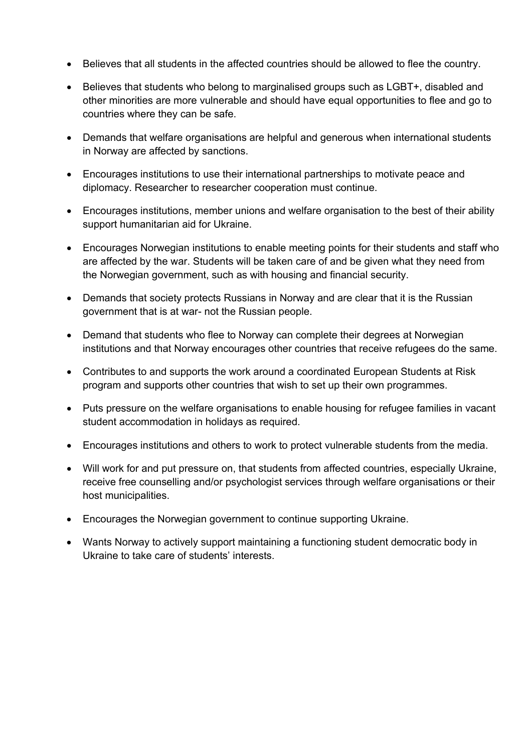- Believes that all students in the affected countries should be allowed to flee the country.
- Believes that students who belong to marginalised groups such as LGBT+, disabled and other minorities are more vulnerable and should have equal opportunities to flee and go to countries where they can be safe.
- Demands that welfare organisations are helpful and generous when international students in Norway are affected by sanctions.
- Encourages institutions to use their international partnerships to motivate peace and diplomacy. Researcher to researcher cooperation must continue.
- Encourages institutions, member unions and welfare organisation to the best of their ability support humanitarian aid for Ukraine.
- Encourages Norwegian institutions to enable meeting points for their students and staff who are affected by the war. Students will be taken care of and be given what they need from the Norwegian government, such as with housing and financial security.
- Demands that society protects Russians in Norway and are clear that it is the Russian government that is at war- not the Russian people.
- Demand that students who flee to Norway can complete their degrees at Norwegian institutions and that Norway encourages other countries that receive refugees do the same.
- Contributes to and supports the work around a coordinated European Students at Risk program and supports other countries that wish to set up their own programmes.
- Puts pressure on the welfare organisations to enable housing for refugee families in vacant student accommodation in holidays as required.
- Encourages institutions and others to work to protect vulnerable students from the media.
- Will work for and put pressure on, that students from affected countries, especially Ukraine, receive free counselling and/or psychologist services through welfare organisations or their host municipalities.
- Encourages the Norwegian government to continue supporting Ukraine.
- Wants Norway to actively support maintaining a functioning student democratic body in Ukraine to take care of students' interests.